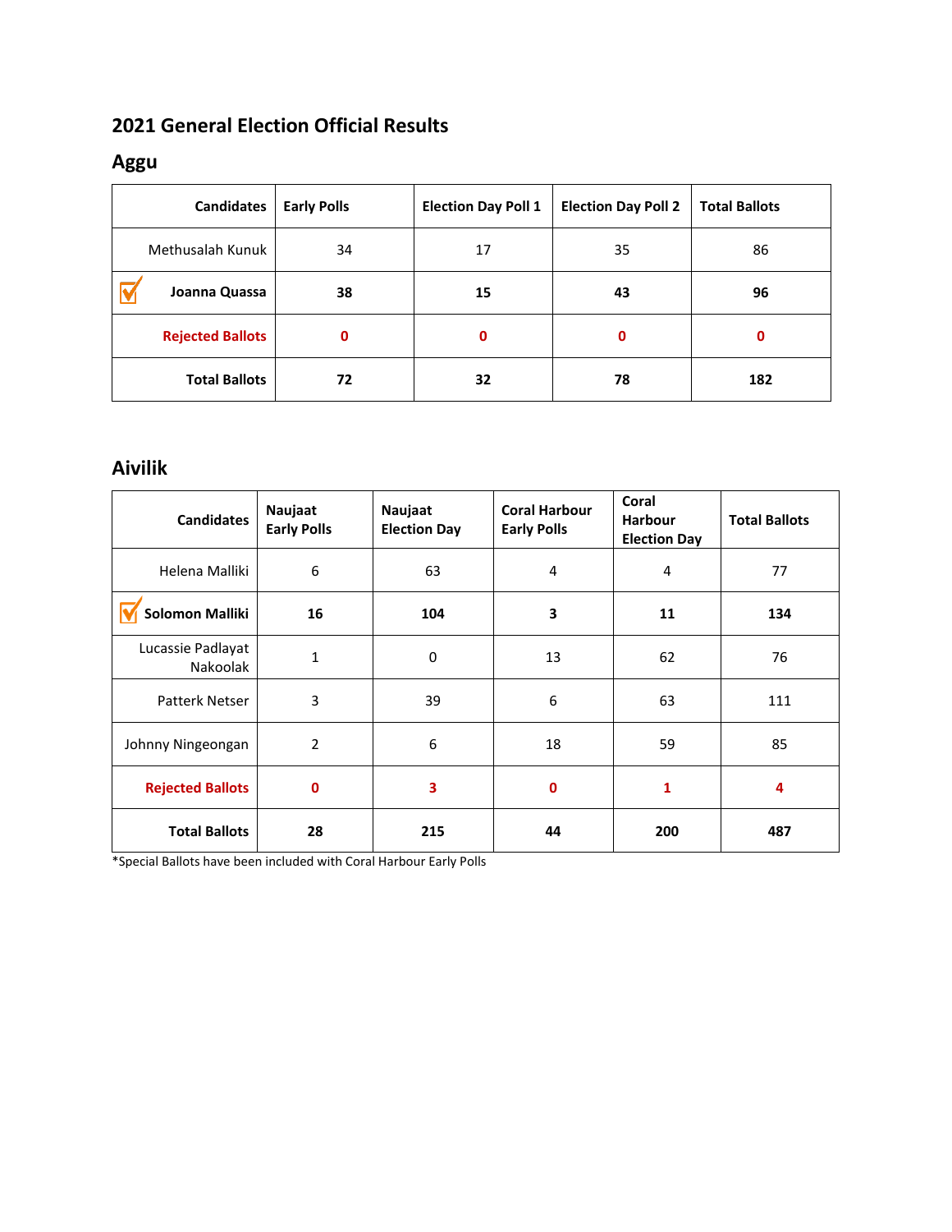# 2021 General Election Official Results

## Aggu

| Candidates | Early Polls | Election Day Poll 1 | Election Day Poll 2 | Total Ballots |
|---|---|---|---|---|
| Methusalah Kunuk | 34 | 17 | 35 | 86 |
| ✓ **Joanna Quassa** | **38** | **15** | **43** | **96** |
| **Rejected Ballots** | **0** | **0** | **0** | **0** |
| **Total Ballots** | **72** | **32** | **78** | **182** |

## Aivilik

| Candidates | Naujaat Early Polls | Naujaat Election Day | Coral Harbour Early Polls | Coral Harbour Election Day | Total Ballots |
|---|---|---|---|---|---|
| Helena Malliki | 6 | 63 | 4 | 4 | 77 |
| ✓ **Solomon Malliki** | **16** | **104** | **3** | **11** | **134** |
| Lucassie Padlayat Nakoolak | 1 | 0 | 13 | 62 | 76 |
| Patterk Netser | 3 | 39 | 6 | 63 | 111 |
| Johnny Ningeongan | 2 | 6 | 18 | 59 | 85 |
| **Rejected Ballots** | **0** | **3** | **0** | **1** | **4** |
| **Total Ballots** | **28** | **215** | **44** | **200** | **487** |

*Special Ballots have been included with Coral Harbour Early Polls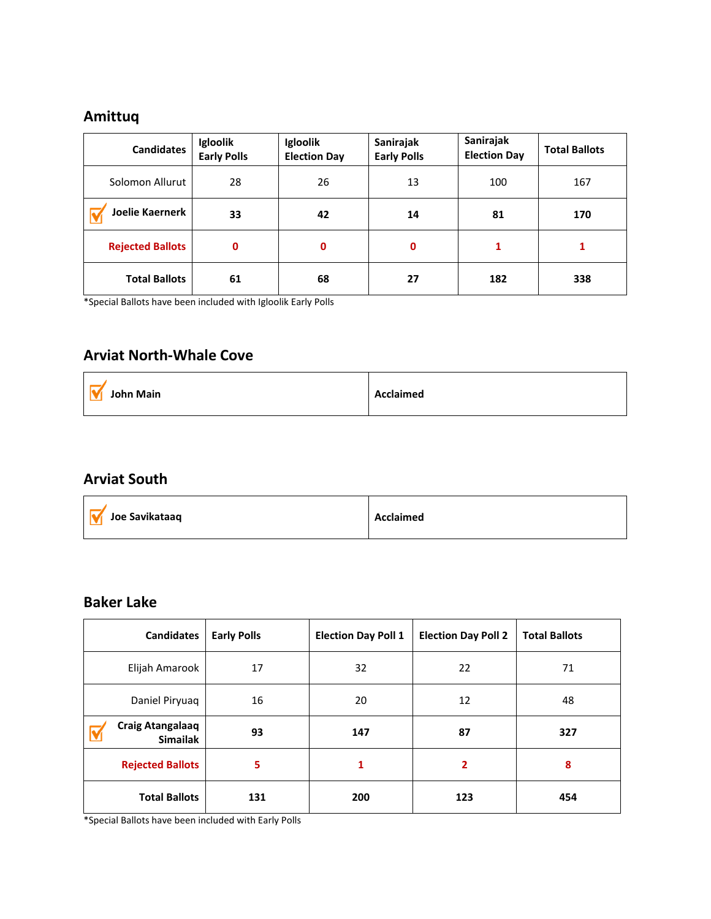## Amittuq

| Candidates | Igloolik Early Polls | Igloolik Election Day | Sanirajak Early Polls | Sanirajak Election Day | Total Ballots |
|---|---|---|---|---|---|
| Solomon Allurut | 28 | 26 | 13 | 100 | 167 |
| ✓ **Joelie Kaernerk** | **33** | **42** | **14** | **81** | **170** |
| **Rejected Ballots** | **0** | **0** | **0** | **1** | **1** |
| **Total Ballots** | **61** | **68** | **27** | **182** | **338** |

*Special Ballots have been included with Igloolik Early Polls

## Arviat North-Whale Cove

| | |
|---|---|
| ✓ **John Main** | **Acclaimed** |

## Arviat South

| | |
|---|---|
| ✓ **Joe Savikataaq** | **Acclaimed** |

## Baker Lake

| Candidates | Early Polls | Election Day Poll 1 | Election Day Poll 2 | Total Ballots |
|---|---|---|---|---|
| Elijah Amarook | 17 | 32 | 22 | 71 |
| Daniel Piryuaq | 16 | 20 | 12 | 48 |
| ✓ **Craig Atangalaaq Simailak** | **93** | **147** | **87** | **327** |
| **Rejected Ballots** | **5** | **1** | **2** | **8** |
| **Total Ballots** | **131** | **200** | **123** | **454** |

*Special Ballots have been included with Early Polls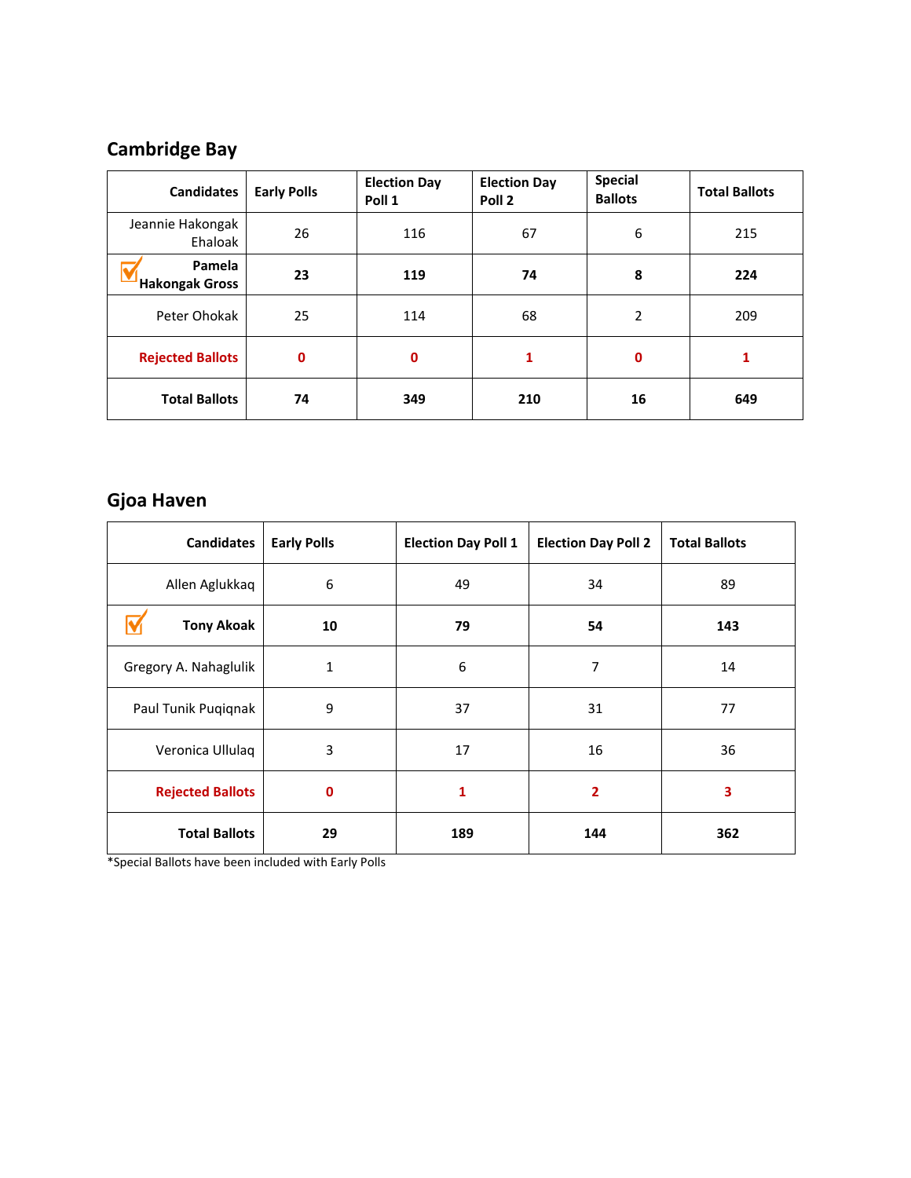## Cambridge Bay

| Candidates | Early Polls | Election Day Poll 1 | Election Day Poll 2 | Special Ballots | Total Ballots |
|---|---|---|---|---|---|
| Jeannie Hakongak Ehaloak | 26 | 116 | 67 | 6 | 215 |
| ✓ **Pamela Hakongak Gross** | **23** | **119** | **74** | **8** | **224** |
| Peter Ohokak | 25 | 114 | 68 | 2 | 209 |
| **Rejected Ballots** | **0** | **0** | **1** | **0** | **1** |
| **Total Ballots** | **74** | **349** | **210** | **16** | **649** |

## Gjoa Haven

| Candidates | Early Polls | Election Day Poll 1 | Election Day Poll 2 | Total Ballots |
|---|---|---|---|---|
| Allen Aglukkaq | 6 | 49 | 34 | 89 |
| ✓ **Tony Akoak** | **10** | **79** | **54** | **143** |
| Gregory A. Nahaglulik | 1 | 6 | 7 | 14 |
| Paul Tunik Puqiqnak | 9 | 37 | 31 | 77 |
| Veronica Ullulaq | 3 | 17 | 16 | 36 |
| **Rejected Ballots** | **0** | **1** | **2** | **3** |
| **Total Ballots** | **29** | **189** | **144** | **362** |

*Special Ballots have been included with Early Polls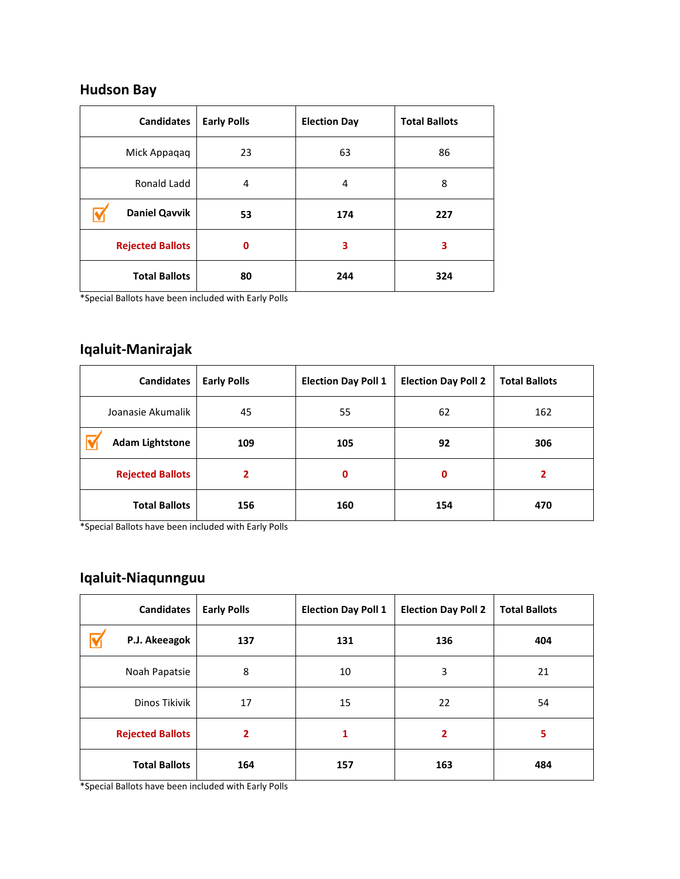## Hudson Bay

| Candidates | Early Polls | Election Day | Total Ballots |
|---|---|---|---|
| Mick Appaqaq | 23 | 63 | 86 |
| Ronald Ladd | 4 | 4 | 8 |
| ✓ **Daniel Qavvik** | **53** | **174** | **227** |
| **Rejected Ballots** | **0** | **3** | **3** |
| **Total Ballots** | **80** | **244** | **324** |

*Special Ballots have been included with Early Polls

## Iqaluit-Manirajak

| Candidates | Early Polls | Election Day Poll 1 | Election Day Poll 2 | Total Ballots |
|---|---|---|---|---|
| Joanasie Akumalik | 45 | 55 | 62 | 162 |
| ✓ **Adam Lightstone** | **109** | **105** | **92** | **306** |
| **Rejected Ballots** | **2** | **0** | **0** | **2** |
| **Total Ballots** | **156** | **160** | **154** | **470** |

*Special Ballots have been included with Early Polls

## Iqaluit-Niaqunnguu

| Candidates | Early Polls | Election Day Poll 1 | Election Day Poll 2 | Total Ballots |
|---|---|---|---|---|
| ✓ **P.J. Akeeagok** | **137** | **131** | **136** | **404** |
| Noah Papatsie | 8 | 10 | 3 | 21 |
| Dinos Tikivik | 17 | 15 | 22 | 54 |
| **Rejected Ballots** | **2** | **1** | **2** | **5** |
| **Total Ballots** | **164** | **157** | **163** | **484** |

*Special Ballots have been included with Early Polls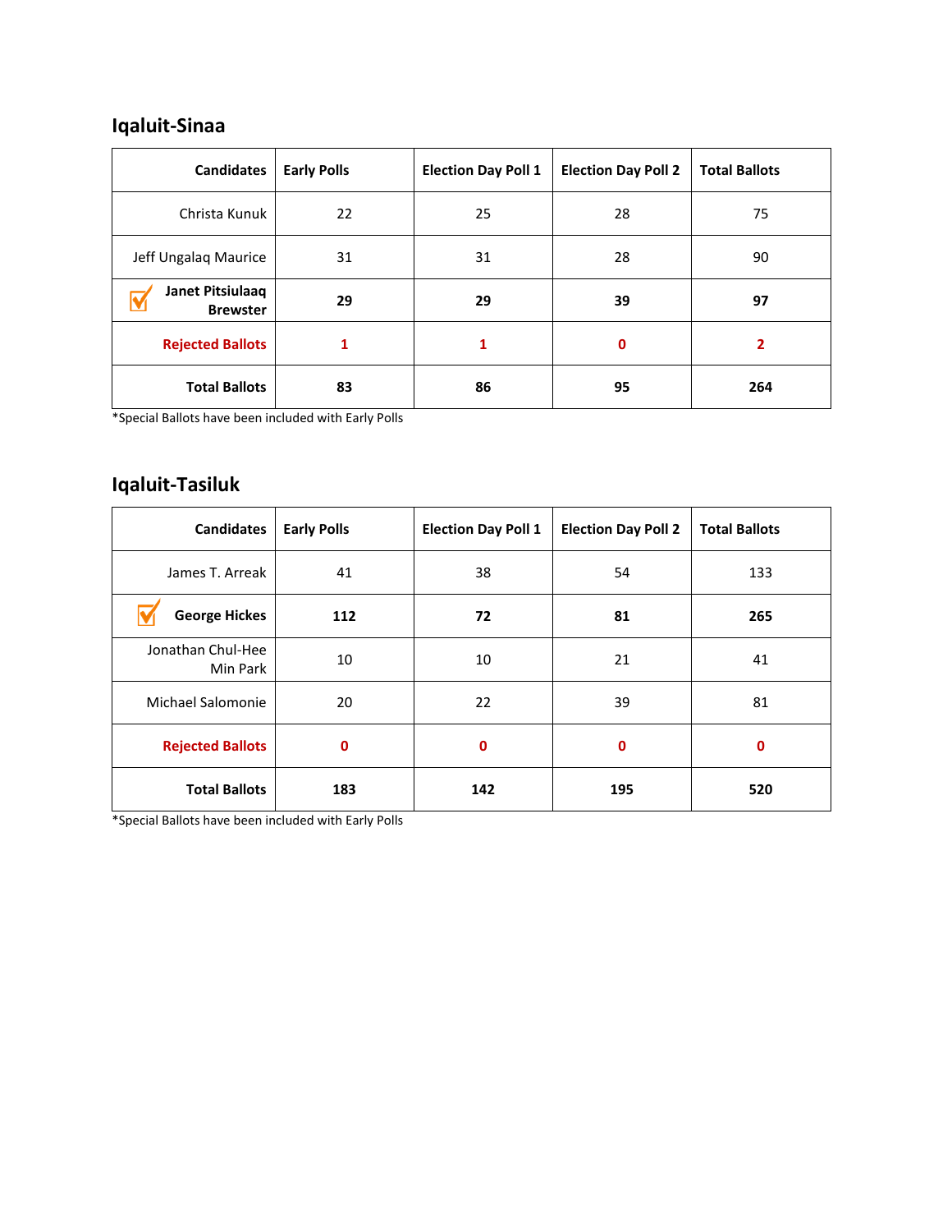## Iqaluit-Sinaa

| Candidates | Early Polls | Election Day Poll 1 | Election Day Poll 2 | Total Ballots |
|---|---|---|---|---|
| Christa Kunuk | 22 | 25 | 28 | 75 |
| Jeff Ungalaq Maurice | 31 | 31 | 28 | 90 |
| ✓ **Janet Pitsiulaaq Brewster** | **29** | **29** | **39** | **97** |
| **Rejected Ballots** | **1** | **1** | **0** | **2** |
| **Total Ballots** | **83** | **86** | **95** | **264** |

*Special Ballots have been included with Early Polls

## Iqaluit-Tasiluk

| Candidates | Early Polls | Election Day Poll 1 | Election Day Poll 2 | Total Ballots |
|---|---|---|---|---|
| James T. Arreak | 41 | 38 | 54 | 133 |
| ✓ **George Hickes** | **112** | **72** | **81** | **265** |
| Jonathan Chul-Hee Min Park | 10 | 10 | 21 | 41 |
| Michael Salomonie | 20 | 22 | 39 | 81 |
| **Rejected Ballots** | **0** | **0** | **0** | **0** |
| **Total Ballots** | **183** | **142** | **195** | **520** |

*Special Ballots have been included with Early Polls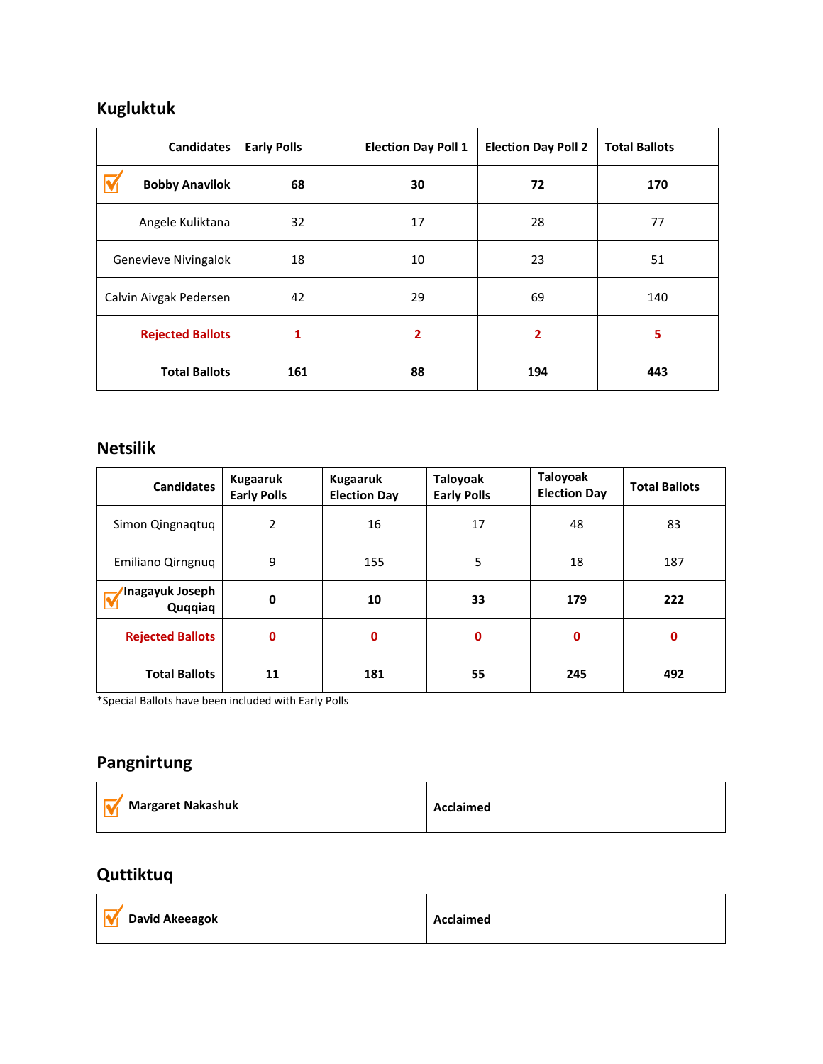## Kugluktuk

| Candidates | Early Polls | Election Day Poll 1 | Election Day Poll 2 | Total Ballots |
|---|---|---|---|---|
| ✓ **Bobby Anavilok** | **68** | **30** | **72** | **170** |
| Angele Kuliktana | 32 | 17 | 28 | 77 |
| Genevieve Nivingalok | 18 | 10 | 23 | 51 |
| Calvin Aivgak Pedersen | 42 | 29 | 69 | 140 |
| **Rejected Ballots** | **1** | **2** | **2** | **5** |
| **Total Ballots** | **161** | **88** | **194** | **443** |

## Netsilik

| Candidates | Kugaaruk Early Polls | Kugaaruk Election Day | Taloyoak Early Polls | Taloyoak Election Day | Total Ballots |
|---|---|---|---|---|---|
| Simon Qingnaqtuq | 2 | 16 | 17 | 48 | 83 |
| Emiliano Qirngnuq | 9 | 155 | 5 | 18 | 187 |
| ✓ **Inagayuk Joseph Quqqiaq** | **0** | **10** | **33** | **179** | **222** |
| **Rejected Ballots** | **0** | **0** | **0** | **0** | **0** |
| **Total Ballots** | **11** | **181** | **55** | **245** | **492** |

*Special Ballots have been included with Early Polls

## Pangnirtung

| | |
|---|---|
| ✓ **Margaret Nakashuk** | **Acclaimed** |

## Quttiktuq

| | |
|---|---|
| ✓ **David Akeeagok** | **Acclaimed** |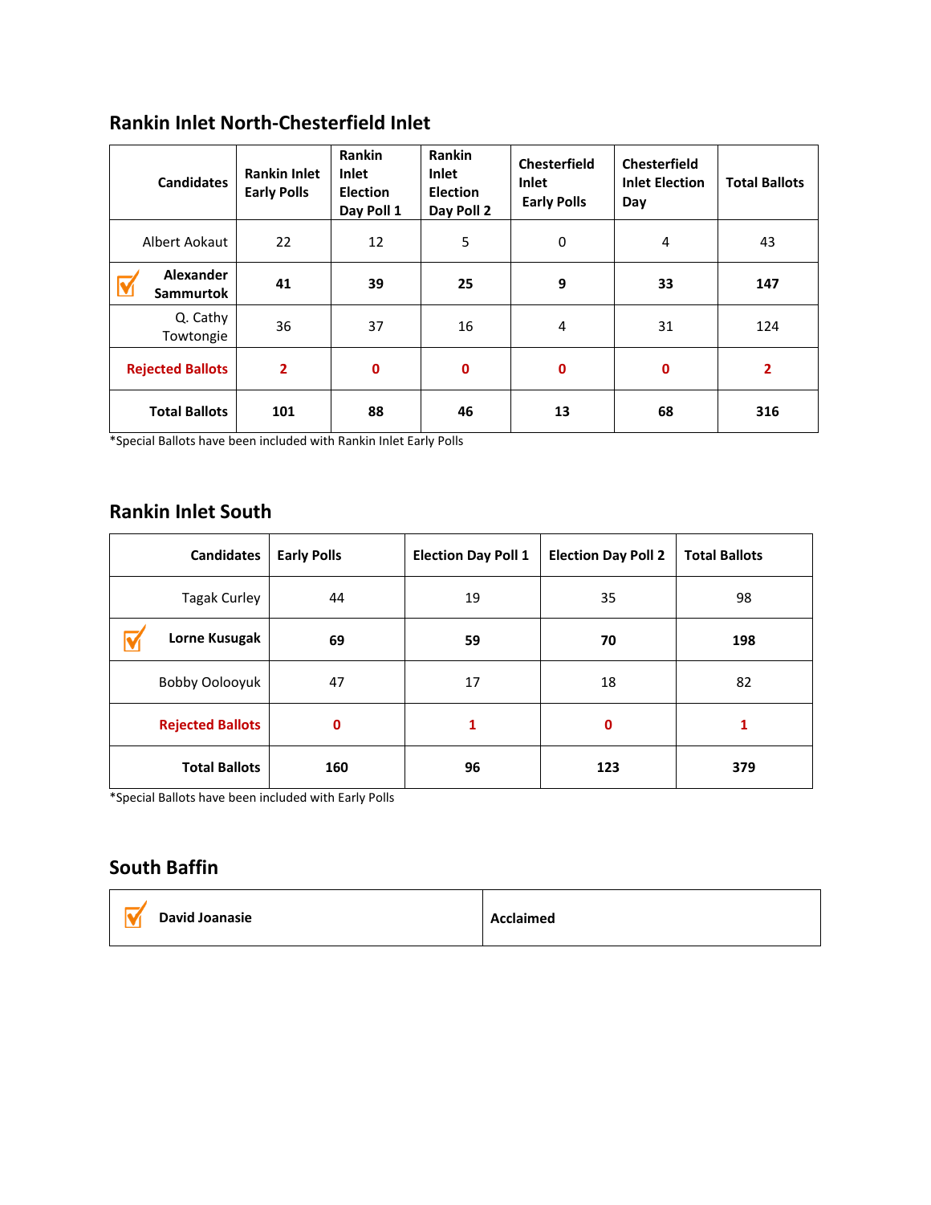## Rankin Inlet North-Chesterfield Inlet

| Candidates | Rankin Inlet Early Polls | Rankin Inlet Election Day Poll 1 | Rankin Inlet Election Day Poll 2 | Chesterfield Inlet Early Polls | Chesterfield Inlet Election Day | Total Ballots |
|---|---|---|---|---|---|---|
| Albert Aokaut | 22 | 12 | 5 | 0 | 4 | 43 |
| ✓ **Alexander Sammurtok** | **41** | **39** | **25** | **9** | **33** | **147** |
| Q. Cathy Towtongie | 36 | 37 | 16 | 4 | 31 | 124 |
| **Rejected Ballots** | **2** | **0** | **0** | **0** | **0** | **2** |
| **Total Ballots** | **101** | **88** | **46** | **13** | **68** | **316** |

*Special Ballots have been included with Rankin Inlet Early Polls

## Rankin Inlet South

| Candidates | Early Polls | Election Day Poll 1 | Election Day Poll 2 | Total Ballots |
|---|---|---|---|---|
| Tagak Curley | 44 | 19 | 35 | 98 |
| ✓ **Lorne Kusugak** | **69** | **59** | **70** | **198** |
| Bobby Oolooyuk | 47 | 17 | 18 | 82 |
| **Rejected Ballots** | **0** | **1** | **0** | **1** |
| **Total Ballots** | **160** | **96** | **123** | **379** |

*Special Ballots have been included with Early Polls

## South Baffin

| | |
|---|---|
| ✓ **David Joanasie** | **Acclaimed** |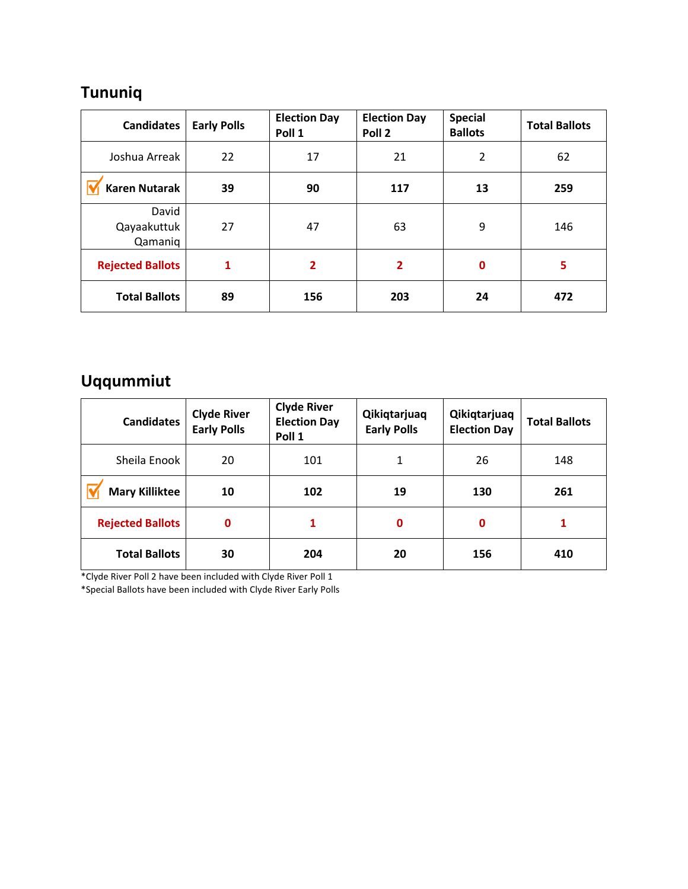## Tununiq

| Candidates | Early Polls | Election Day Poll 1 | Election Day Poll 2 | Special Ballots | Total Ballots |
|---|---|---|---|---|---|
| Joshua Arreak | 22 | 17 | 21 | 2 | 62 |
| ✓ **Karen Nutarak** | **39** | **90** | **117** | **13** | **259** |
| David Qayaakuttuk Qamaniq | 27 | 47 | 63 | 9 | 146 |
| **Rejected Ballots** | **1** | **2** | **2** | **0** | **5** |
| **Total Ballots** | **89** | **156** | **203** | **24** | **472** |

## Uqqummiut

| Candidates | Clyde River Early Polls | Clyde River Election Day Poll 1 | Qikiqtarjuaq Early Polls | Qikiqtarjuaq Election Day | Total Ballots |
|---|---|---|---|---|---|
| Sheila Enook | 20 | 101 | 1 | 26 | 148 |
| ✓ **Mary Killiktee** | **10** | **102** | **19** | **130** | **261** |
| **Rejected Ballots** | **0** | **1** | **0** | **0** | **1** |
| **Total Ballots** | **30** | **204** | **20** | **156** | **410** |

*Clyde River Poll 2 have been included with Clyde River Poll 1
*Special Ballots have been included with Clyde River Early Polls